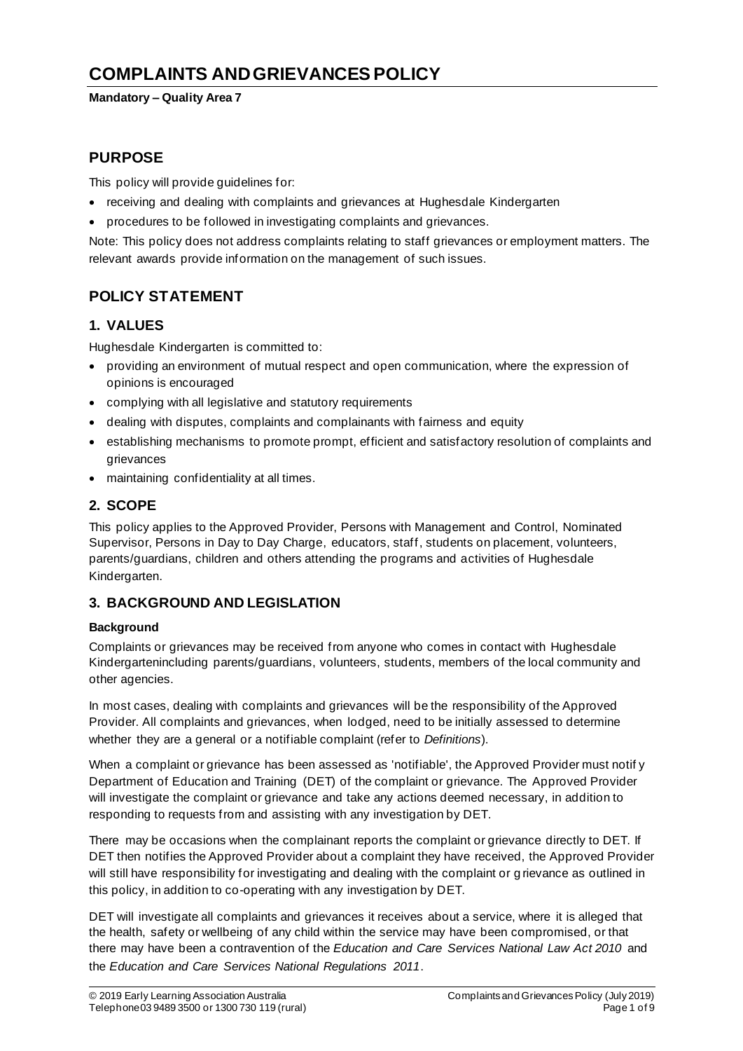# COMPLAINTS AND GRIEVANCES POLICY

**Mandatory – Quality Area 7**

## PURPOSE

This policy will provide guidelines for:

- receiving and dealing with complaints and grievances at Hughesdale Kindergarten
- procedures to be followed in investigating complaints and grievances.

Note: This policy does not address complaints relating to staff grievances or employment matters. The relevant awards provide information on the management of such issues.

## POLICY STATEMENT

### 1. VALUES

Hughesdale Kindergarten is committed to:

- providing an environment of mutual respect and open communication, where the expression of opinions is encouraged
- complying with all legislative and statutory requirements
- dealing with disputes, complaints and complainants with fairness and equity
- establishing mechanisms to promote prompt, efficient and satisfactory resolution of complaints and grievances
- maintaining confidentiality at all times.

### 2. SCOPE

This policy applies to the Approved Provider, Persons with Management and Control, Nominated Supervisor, Persons in Day to Day Charge, educators, staff, students on placement, volunteers, parents/guardians, children and others attending the programs and activities of Hughesdale Kindergarten.

### 3. BACKGROUND AND LEGISLATION

**Background**

Complaints or grievances may be received from anyone who comes in contact with Hughesdale Kindergartenincluding parents/guardians, volunteers, students, members of the local community and other agencies.

In most cases, dealing with complaints and grievances will be the responsibility of the Approved Provider. All complaints and grievances, when lodged, need to be initially assessed to determine whether they are a general or a notifiable complaint (refer to *Definitions*).

When a complaint or grievance has been assessed as 'notifiable', the Approved Provider must notify Department of Education and Training (DET) of the complaint or grievance. The Approved Provider will investigate the complaint or grievance and take any actions deemed necessary, in addition to responding to requests from and assisting with any investigation by DET.

There may be occasions when the complainant reports the complaint or grievance directly to DET. If DET then notifies the Approved Provider about a complaint they have received, the Approved Provider will still have responsibility for investigating and dealing with the complaint or grievance as outlined in this policy, in addition to co-operating with any investigation by DET.

DET will investigate all complaints and grievances it receives about a service, where it is alleged that the health, safety or wellbeing of any child within the service may have been compromised, or that there may have been a contravention of the *Education and Care Services National Law Act 2010* and the *Education and Care Services National Regulations 2011*.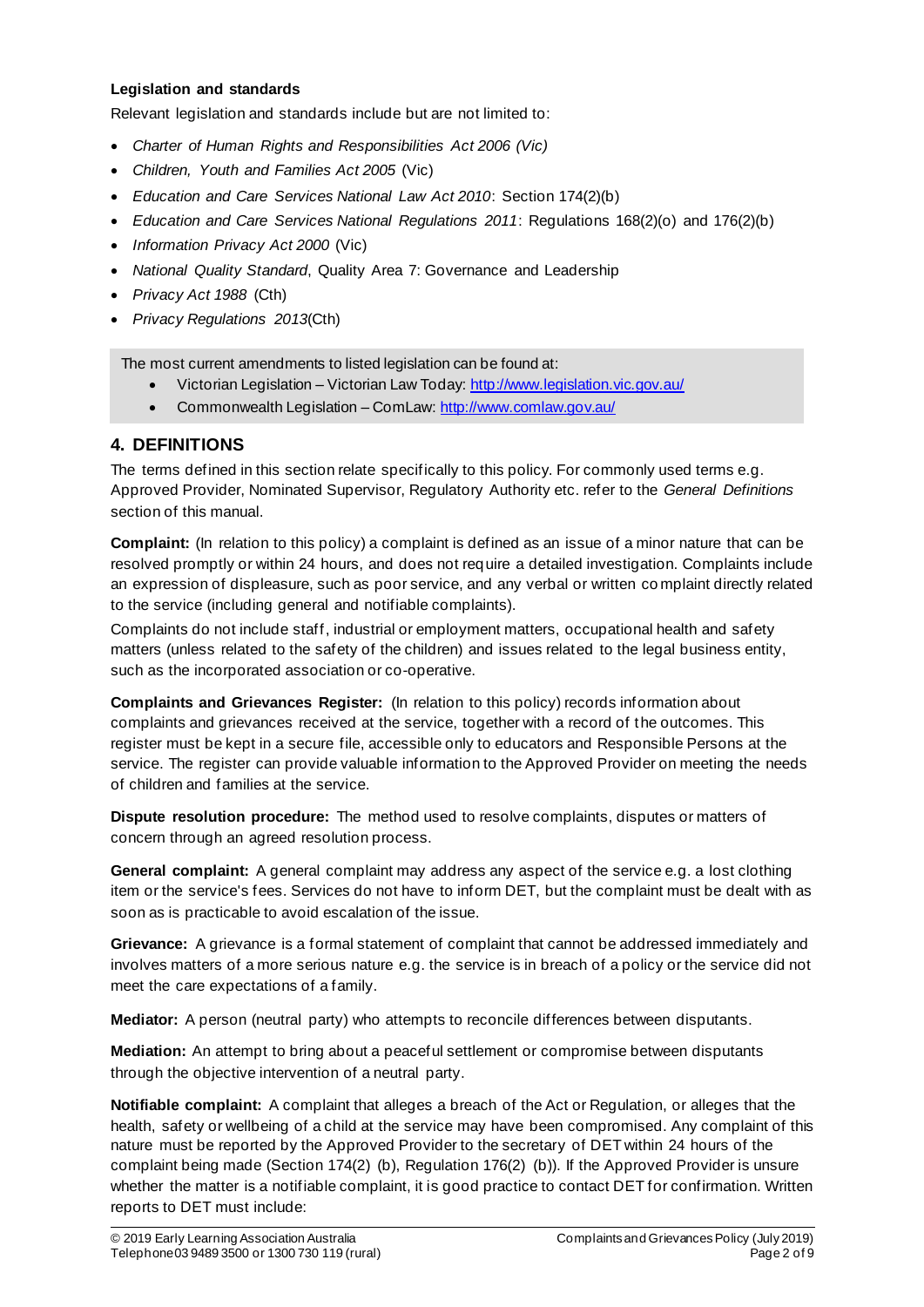**Legislation and standards**

Relevant legislation and standards include but are not limited to:

- *Charter of Human Rights and Responsibilities Act 2006 (Vic)*
- *Children, Youth and Families Act 2005* (Vic)
- *Education and Care Services National Law Act 2010*: Section 174(2)(b)
- *Education and Care Services National Regulations 2011*: Regulations 168(2)(o) and 176(2)(b)
- *Information Privacy Act 2000* (Vic)
- *National Quality Standard*, Quality Area 7: Governance and Leadership
- *Privacy Act 1988* (Cth)
- *Privacy Regulations 2013*(Cth)

The most current amendments to listed legislation can be found at:

- Victorian Legislation – Victorian Law Today: http://www.legislation.vic.gov.au/
- Commonwealth Legislation – ComLaw: http://www.comlaw.gov.au/

## 4. DEFINITIONS

The terms defined in this section relate specifically to this policy. For commonly used terms e.g. Approved Provider, Nominated Supervisor, Regulatory Authority etc. refer to the *General Definitions* section of this manual.

**Complaint:** (In relation to this policy) a complaint is defined as an issue of a minor nature that can be resolved promptly or within 24 hours, and does not require a detailed investigation. Complaints include an expression of displeasure, such as poor service, and any verbal or written complaint directly related to the service (including general and notifiable complaints).

Complaints do not include staff, industrial or employment matters, occupational health and safety matters (unless related to the safety of the children) and issues related to the legal business entity, such as the incorporated association or co-operative.

**Complaints and Grievances Register:** (In relation to this policy) records information about complaints and grievances received at the service, together with a record of the outcomes. This register must be kept in a secure file, accessible only to educators and Responsible Persons at the service. The register can provide valuable information to the Approved Provider on meeting the needs of children and families at the service.

**Dispute resolution procedure:** The method used to resolve complaints, disputes or matters of concern through an agreed resolution process.

**General complaint:** A general complaint may address any aspect of the service e.g. a lost clothing item or the service's fees. Services do not have to inform DET, but the complaint must be dealt with as soon as is practicable to avoid escalation of the issue.

**Grievance:** A grievance is a formal statement of complaint that cannot be addressed immediately and involves matters of a more serious nature e.g. the service is in breach of a policy or the service did not meet the care expectations of a family.

**Mediator:** A person (neutral party) who attempts to reconcile differences between disputants.

**Mediation:** An attempt to bring about a peaceful settlement or compromise between disputants through the objective intervention of a neutral party.

**Notifiable complaint:** A complaint that alleges a breach of the Act or Regulation, or alleges that the health, safety or wellbeing of a child at the service may have been compromised. Any complaint of this nature must be reported by the Approved Provider to the secretary of DET within 24 hours of the complaint being made (Section 174(2) (b), Regulation 176(2) (b)). If the Approved Provider is unsure whether the matter is a notifiable complaint, it is good practice to contact DET for confirmation. Written reports to DET must include: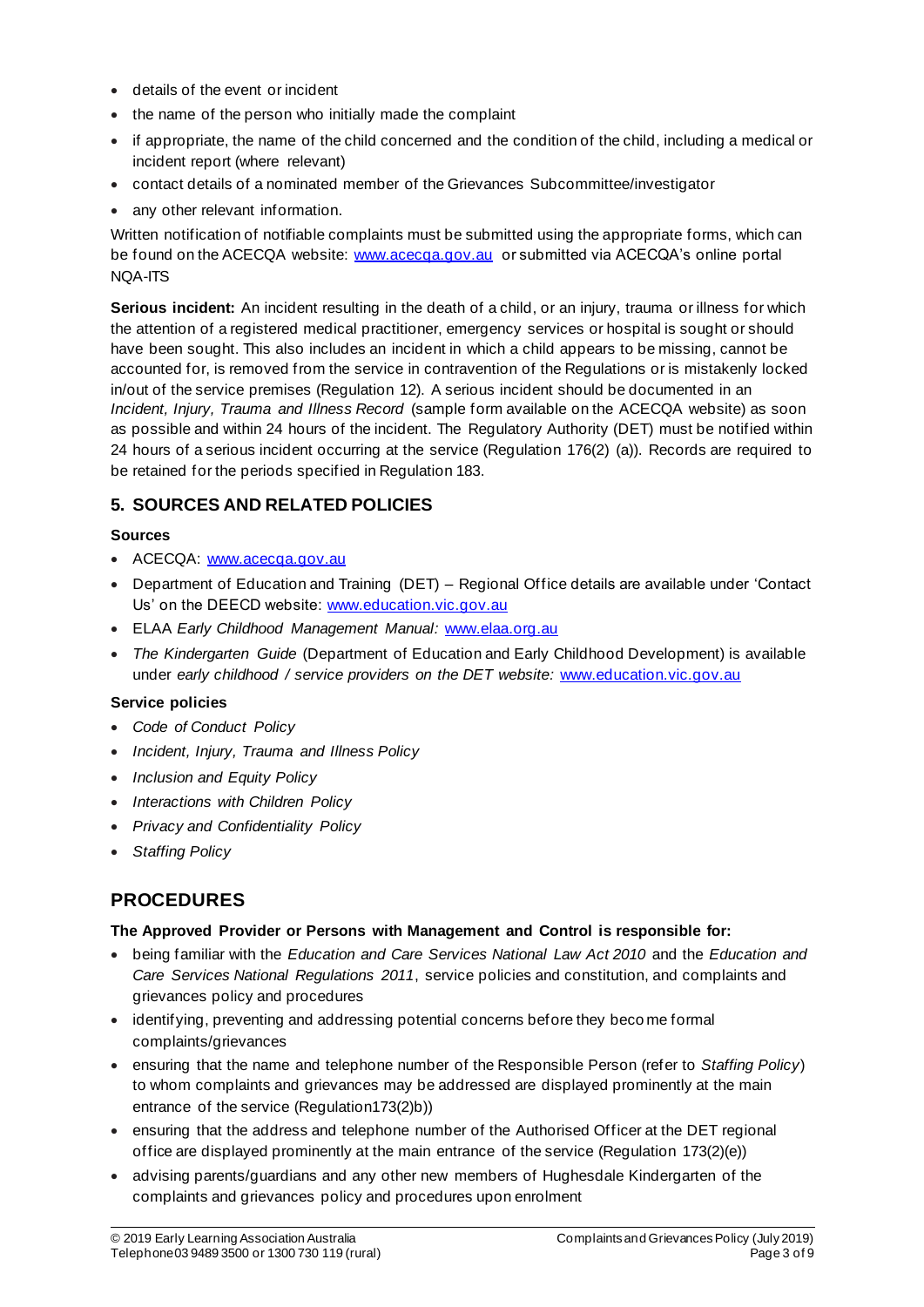- details of the event or incident
- the name of the person who initially made the complaint
- if appropriate, the name of the child concerned and the condition of the child, including a medical or incident report (where relevant)
- contact details of a nominated member of the Grievances Subcommittee/investigator
- any other relevant information.

Written notification of notifiable complaints must be submitted using the appropriate forms, which can be found on the ACECQA website: [www.acecqa.gov.au](http://www.acecqa.gov.au) or submitted via ACECQA's online portal NQA-ITS

**Serious incident:** An incident resulting in the death of a child, or an injury, trauma or illness for which the attention of a registered medical practitioner, emergency services or hospital is sought or should have been sought. This also includes an incident in which a child appears to be missing, cannot be accounted for, is removed from the service in contravention of the Regulations or is mistakenly locked in/out of the service premises (Regulation 12). A serious incident should be documented in an *Incident, Injury, Trauma and Illness Record* (sample form available on the ACECQA website) as soon as possible and within 24 hours of the incident. The Regulatory Authority (DET) must be notified within 24 hours of a serious incident occurring at the service (Regulation 176(2) (a)). Records are required to be retained for the periods specified in Regulation 183.

## 5. SOURCES AND RELATED POLICIES

**Sources**

- ACECQA: [www.acecqa.gov.au](http://www.acecqa.gov.au)
- Department of Education and Training (DET) – Regional Office details are available under 'Contact Us' on the DEECD website: [www.education.vic.gov.au](http://www.education.vic.gov.au)
- ELAA *Early Childhood Management Manual:* [www.elaa.org.au](http://www.elaa.org.au)
- *The Kindergarten Guide* (Department of Education and Early Childhood Development) is available under *early childhood / service providers on the DET website:* [www.education.vic.gov.au](http://www.education.vic.gov.au)

**Service policies**

- *Code of Conduct Policy*
- *Incident, Injury, Trauma and Illness Policy*
- *Inclusion and Equity Policy*
- *Interactions with Children Policy*
- *Privacy and Confidentiality Policy*
- *Staffing Policy*

# PROCEDURES

**The Approved Provider or Persons with Management and Control is responsible for:**

- being familiar with the *Education and Care Services National Law Act 2010* and the *Education and Care Services National Regulations 2011*, service policies and constitution, and complaints and grievances policy and procedures
- identifying, preventing and addressing potential concerns before they become formal complaints/grievances
- ensuring that the name and telephone number of the Responsible Person (refer to *Staffing Policy*) to whom complaints and grievances may be addressed are displayed prominently at the main entrance of the service (Regulation173(2)b))
- ensuring that the address and telephone number of the Authorised Officer at the DET regional office are displayed prominently at the main entrance of the service (Regulation 173(2)(e))
- advising parents/guardians and any other new members of Hughesdale Kindergarten of the complaints and grievances policy and procedures upon enrolment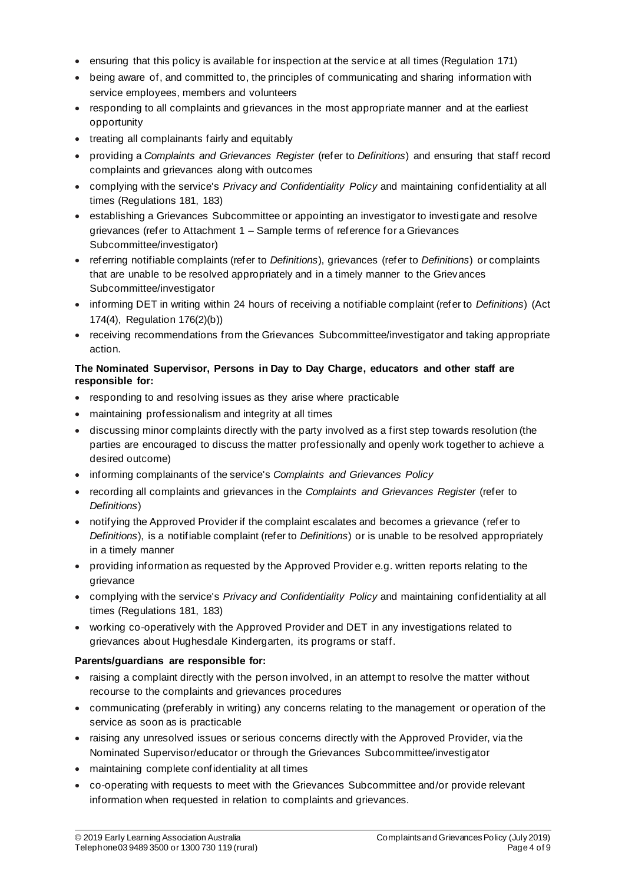- ensuring that this policy is available for inspection at the service at all times (Regulation 171)
- being aware of, and committed to, the principles of communicating and sharing information with service employees, members and volunteers
- responding to all complaints and grievances in the most appropriate manner and at the earliest opportunity
- treating all complainants fairly and equitably
- providing a *Complaints and Grievances Register* (refer to *Definitions*) and ensuring that staff record complaints and grievances along with outcomes
- complying with the service's *Privacy and Confidentiality Policy* and maintaining confidentiality at all times (Regulations 181, 183)
- establishing a Grievances Subcommittee or appointing an investigator to investigate and resolve grievances (refer to Attachment 1 – Sample terms of reference for a Grievances Subcommittee/investigator)
- referring notifiable complaints (refer to *Definitions*), grievances (refer to *Definitions*) or complaints that are unable to be resolved appropriately and in a timely manner to the Grievances Subcommittee/investigator
- informing DET in writing within 24 hours of receiving a notifiable complaint (refer to *Definitions*) (Act 174(4), Regulation 176(2)(b))
- receiving recommendations from the Grievances Subcommittee/investigator and taking appropriate action.

**The Nominated Supervisor, Persons in Day to Day Charge, educators and other staff are responsible for:**

- responding to and resolving issues as they arise where practicable
- maintaining professionalism and integrity at all times
- discussing minor complaints directly with the party involved as a first step towards resolution (the parties are encouraged to discuss the matter professionally and openly work together to achieve a desired outcome)
- informing complainants of the service's *Complaints and Grievances Policy*
- recording all complaints and grievances in the *Complaints and Grievances Register* (refer to *Definitions*)
- notifying the Approved Provider if the complaint escalates and becomes a grievance (refer to *Definitions*), is a notifiable complaint (refer to *Definitions*) or is unable to be resolved appropriately in a timely manner
- providing information as requested by the Approved Provider e.g. written reports relating to the grievance
- complying with the service's *Privacy and Confidentiality Policy* and maintaining confidentiality at all times (Regulations 181, 183)
- working co-operatively with the Approved Provider and DET in any investigations related to grievances about Hughesdale Kindergarten, its programs or staff.

**Parents/guardians are responsible for:**

- raising a complaint directly with the person involved, in an attempt to resolve the matter without recourse to the complaints and grievances procedures
- communicating (preferably in writing) any concerns relating to the management or operation of the service as soon as is practicable
- raising any unresolved issues or serious concerns directly with the Approved Provider, via the Nominated Supervisor/educator or through the Grievances Subcommittee/investigator
- maintaining complete confidentiality at all times
- co-operating with requests to meet with the Grievances Subcommittee and/or provide relevant information when requested in relation to complaints and grievances.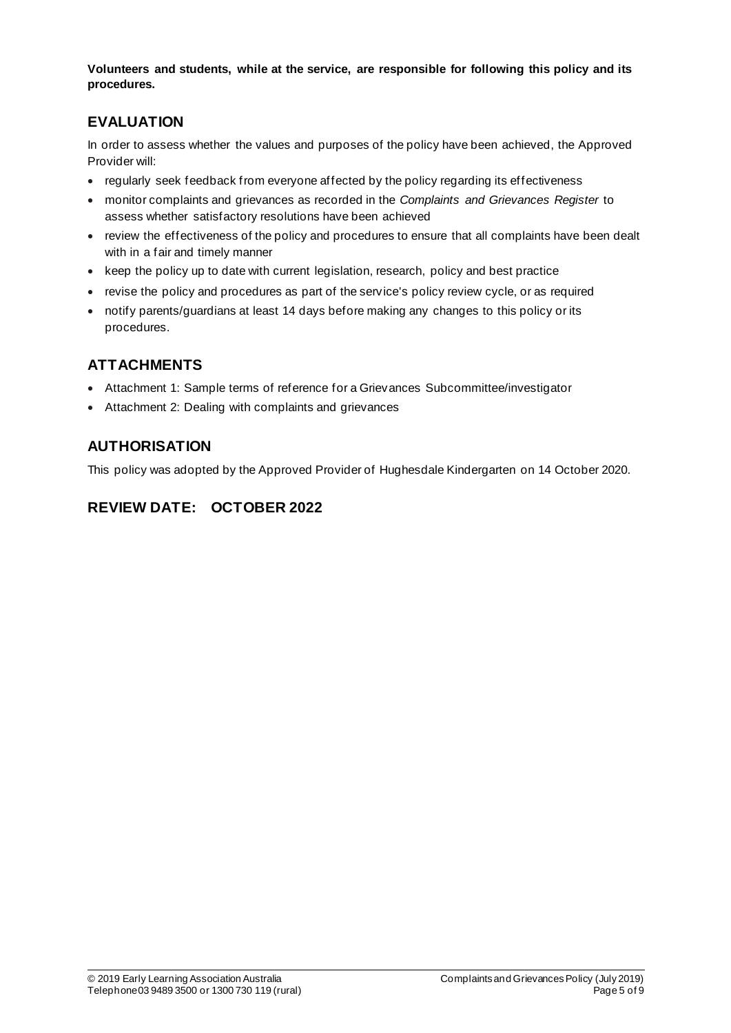**Volunteers and students, while at the service, are responsible for following this policy and its procedures.**

## EVALUATION

In order to assess whether the values and purposes of the policy have been achieved, the Approved Provider will:

- regularly seek feedback from everyone affected by the policy regarding its effectiveness
- monitor complaints and grievances as recorded in the *Complaints and Grievances Register* to assess whether satisfactory resolutions have been achieved
- review the effectiveness of the policy and procedures to ensure that all complaints have been dealt with in a fair and timely manner
- keep the policy up to date with current legislation, research, policy and best practice
- revise the policy and procedures as part of the service's policy review cycle, or as required
- notify parents/guardians at least 14 days before making any changes to this policy or its procedures.

## ATTACHMENTS

- Attachment 1: Sample terms of reference for a Grievances Subcommittee/investigator
- Attachment 2: Dealing with complaints and grievances

## AUTHORISATION

This policy was adopted by the Approved Provider of Hughesdale Kindergarten on 14 October 2020.

## REVIEW DATE: OCTOBER 2022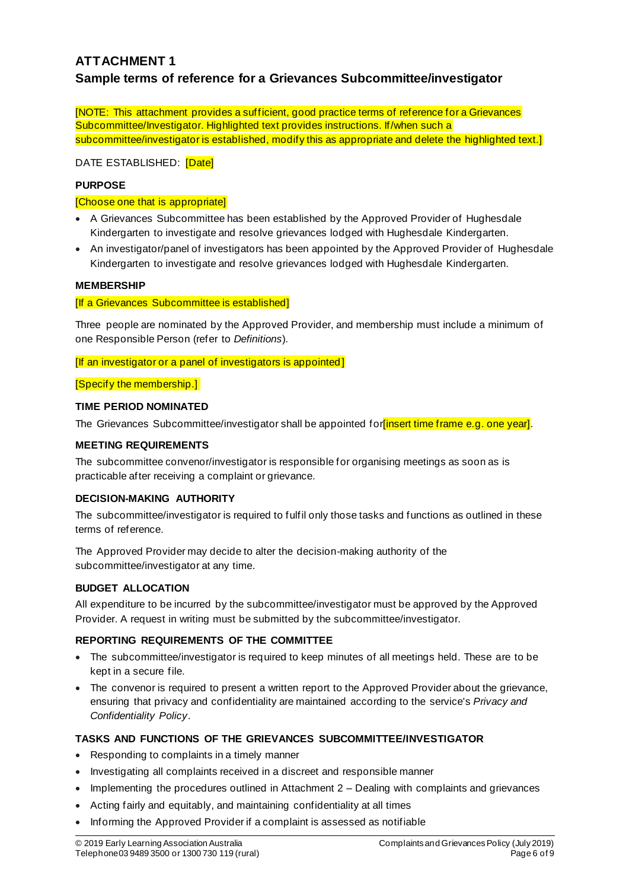# ATTACHMENT 1

## Sample terms of reference for a Grievances Subcommittee/investigator

[NOTE: This attachment provides a sufficient, good practice terms of reference for a Grievances Subcommittee/Investigator. Highlighted text provides instructions. If/when such a subcommittee/investigator is established, modify this as appropriate and delete the highlighted text.]

DATE ESTABLISHED: [Date]

**PURPOSE**

[Choose one that is appropriate]

- A Grievances Subcommittee has been established by the Approved Provider of Hughesdale Kindergarten to investigate and resolve grievances lodged with Hughesdale Kindergarten.
- An investigator/panel of investigators has been appointed by the Approved Provider of Hughesdale Kindergarten to investigate and resolve grievances lodged with Hughesdale Kindergarten.

**MEMBERSHIP**

[If a Grievances Subcommittee is established]

Three people are nominated by the Approved Provider, and membership must include a minimum of one Responsible Person (refer to *Definitions*).

[If an investigator or a panel of investigators is appointed]

[Specify the membership.]

**TIME PERIOD NOMINATED**

The Grievances Subcommittee/investigator shall be appointed for[insert time frame e.g. one year].

**MEETING REQUIREMENTS**

The subcommittee convenor/investigator is responsible for organising meetings as soon as is practicable after receiving a complaint or grievance.

**DECISION-MAKING AUTHORITY**

The subcommittee/investigator is required to fulfil only those tasks and functions as outlined in these terms of reference.

The Approved Provider may decide to alter the decision-making authority of the subcommittee/investigator at any time.

**BUDGET ALLOCATION**

All expenditure to be incurred by the subcommittee/investigator must be approved by the Approved Provider. A request in writing must be submitted by the subcommittee/investigator.

**REPORTING REQUIREMENTS OF THE COMMITTEE**

- The subcommittee/investigator is required to keep minutes of all meetings held. These are to be kept in a secure file.
- The convenor is required to present a written report to the Approved Provider about the grievance, ensuring that privacy and confidentiality are maintained according to the service's *Privacy and Confidentiality Policy*.

**TASKS AND FUNCTIONS OF THE GRIEVANCES SUBCOMMITTEE/INVESTIGATOR**

- Responding to complaints in a timely manner
- Investigating all complaints received in a discreet and responsible manner
- Implementing the procedures outlined in Attachment 2 – Dealing with complaints and grievances
- Acting fairly and equitably, and maintaining confidentiality at all times
- Informing the Approved Provider if a complaint is assessed as notifiable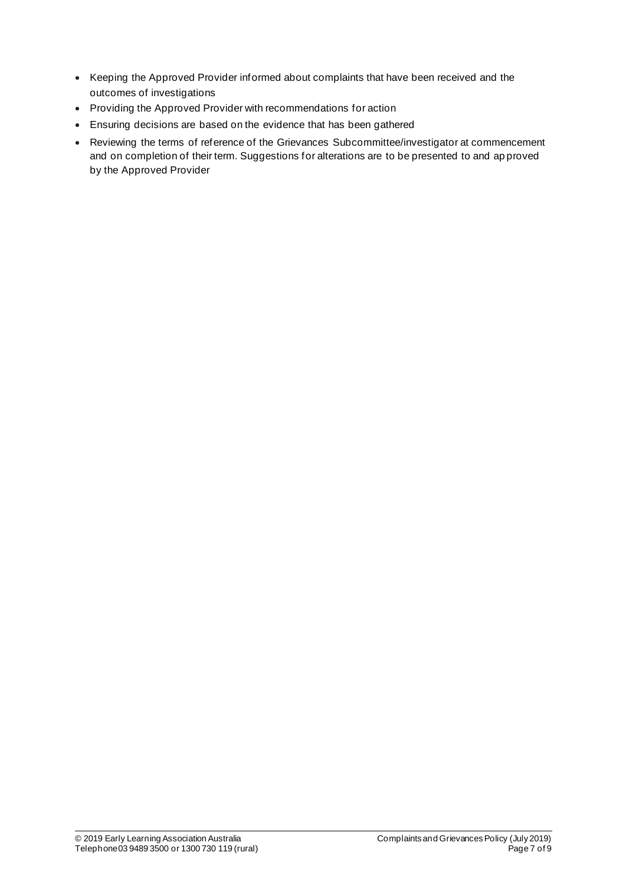- Keeping the Approved Provider informed about complaints that have been received and the outcomes of investigations
- Providing the Approved Provider with recommendations for action
- Ensuring decisions are based on the evidence that has been gathered
- Reviewing the terms of reference of the Grievances Subcommittee/investigator at commencement and on completion of their term. Suggestions for alterations are to be presented to and approved by the Approved Provider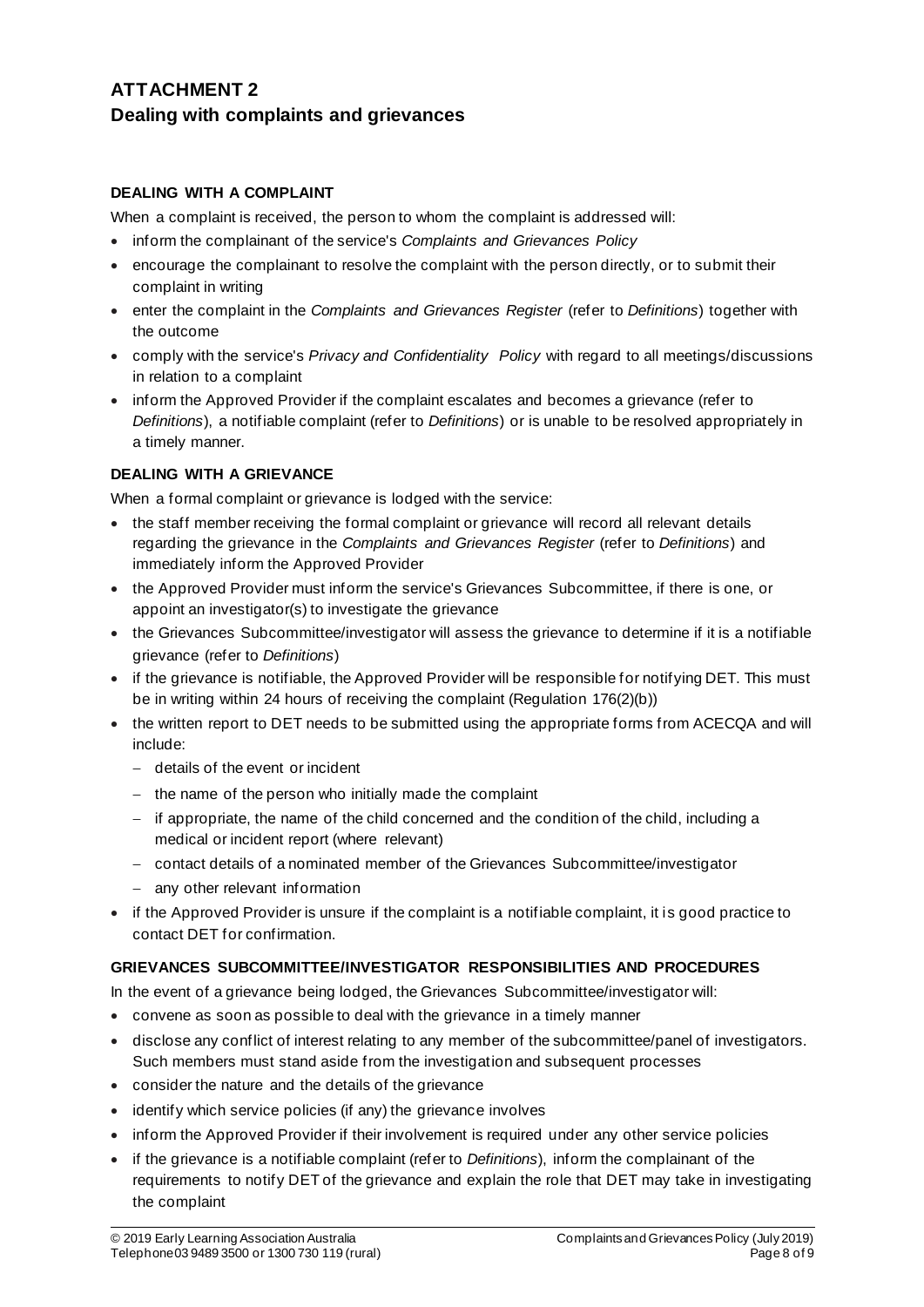# ATTACHMENT 2
## Dealing with complaints and grievances

**DEALING WITH A COMPLAINT**

When a complaint is received, the person to whom the complaint is addressed will:

- inform the complainant of the service's *Complaints and Grievances Policy*
- encourage the complainant to resolve the complaint with the person directly, or to submit their complaint in writing
- enter the complaint in the *Complaints and Grievances Register* (refer to *Definitions*) together with the outcome
- comply with the service's *Privacy and Confidentiality Policy* with regard to all meetings/discussions in relation to a complaint
- inform the Approved Provider if the complaint escalates and becomes a grievance (refer to *Definitions*), a notifiable complaint (refer to *Definitions*) or is unable to be resolved appropriately in a timely manner.

**DEALING WITH A GRIEVANCE**

When a formal complaint or grievance is lodged with the service:

- the staff member receiving the formal complaint or grievance will record all relevant details regarding the grievance in the *Complaints and Grievances Register* (refer to *Definitions*) and immediately inform the Approved Provider
- the Approved Provider must inform the service's Grievances Subcommittee, if there is one, or appoint an investigator(s) to investigate the grievance
- the Grievances Subcommittee/investigator will assess the grievance to determine if it is a notifiable grievance (refer to *Definitions*)
- if the grievance is notifiable, the Approved Provider will be responsible for notifying DET. This must be in writing within 24 hours of receiving the complaint (Regulation 176(2)(b))
- the written report to DET needs to be submitted using the appropriate forms from ACECQA and will include:
  - details of the event or incident
  - the name of the person who initially made the complaint
  - if appropriate, the name of the child concerned and the condition of the child, including a medical or incident report (where relevant)
  - contact details of a nominated member of the Grievances Subcommittee/investigator
  - any other relevant information
- if the Approved Provider is unsure if the complaint is a notifiable complaint, it is good practice to contact DET for confirmation.

**GRIEVANCES SUBCOMMITTEE/INVESTIGATOR RESPONSIBILITIES AND PROCEDURES**

In the event of a grievance being lodged, the Grievances Subcommittee/investigator will:

- convene as soon as possible to deal with the grievance in a timely manner
- disclose any conflict of interest relating to any member of the subcommittee/panel of investigators. Such members must stand aside from the investigation and subsequent processes
- consider the nature and the details of the grievance
- identify which service policies (if any) the grievance involves
- inform the Approved Provider if their involvement is required under any other service policies
- if the grievance is a notifiable complaint (refer to *Definitions*), inform the complainant of the requirements to notify DET of the grievance and explain the role that DET may take in investigating the complaint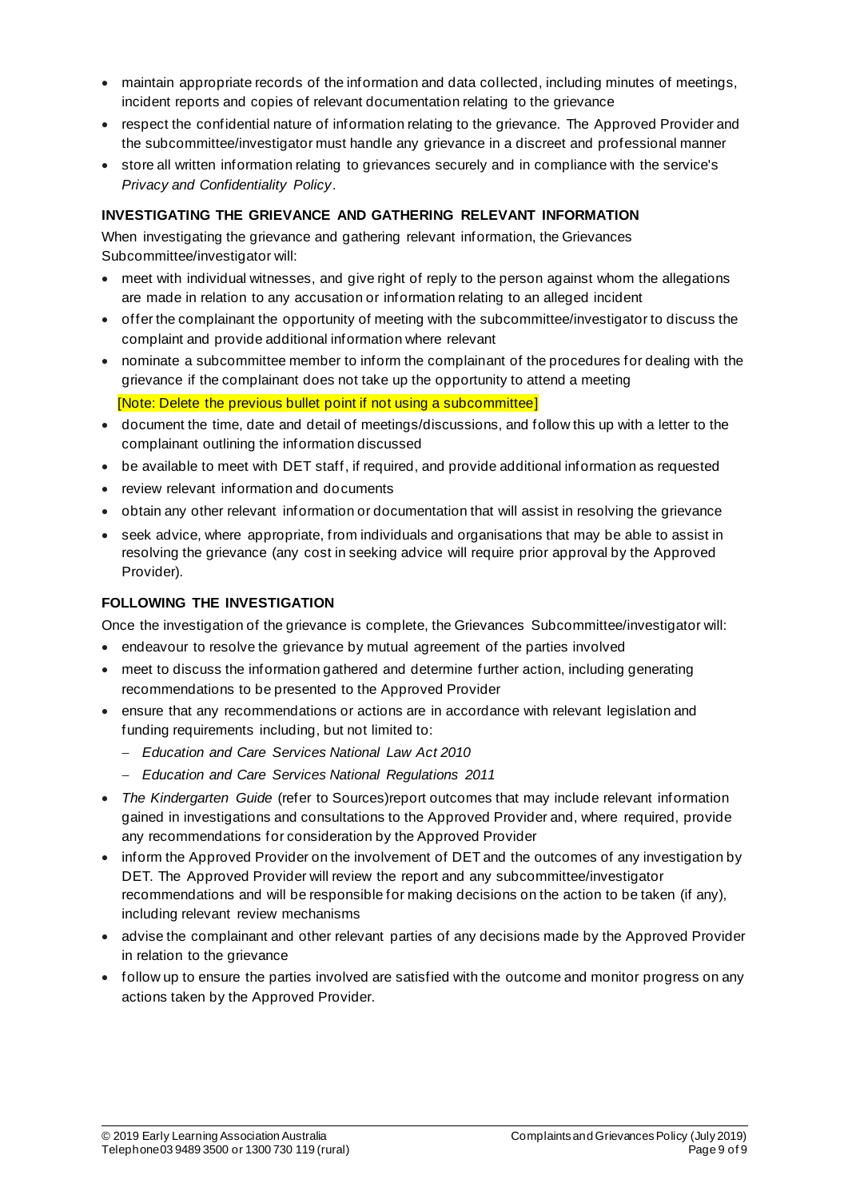- maintain appropriate records of the information and data collected, including minutes of meetings, incident reports and copies of relevant documentation relating to the grievance
- respect the confidential nature of information relating to the grievance. The Approved Provider and the subcommittee/investigator must handle any grievance in a discreet and professional manner
- store all written information relating to grievances securely and in compliance with the service's *Privacy and Confidentiality Policy*.

**INVESTIGATING THE GRIEVANCE AND GATHERING RELEVANT INFORMATION**

When investigating the grievance and gathering relevant information, the Grievances Subcommittee/investigator will:

- meet with individual witnesses, and give right of reply to the person against whom the allegations are made in relation to any accusation or information relating to an alleged incident
- offer the complainant the opportunity of meeting with the subcommittee/investigator to discuss the complaint and provide additional information where relevant
- nominate a subcommittee member to inform the complainant of the procedures for dealing with the grievance if the complainant does not take up the opportunity to attend a meeting

  [Note: Delete the previous bullet point if not using a subcommittee]
- document the time, date and detail of meetings/discussions, and follow this up with a letter to the complainant outlining the information discussed
- be available to meet with DET staff, if required, and provide additional information as requested
- review relevant information and documents
- obtain any other relevant information or documentation that will assist in resolving the grievance
- seek advice, where appropriate, from individuals and organisations that may be able to assist in resolving the grievance (any cost in seeking advice will require prior approval by the Approved Provider).

**FOLLOWING THE INVESTIGATION**

Once the investigation of the grievance is complete, the Grievances Subcommittee/investigator will:

- endeavour to resolve the grievance by mutual agreement of the parties involved
- meet to discuss the information gathered and determine further action, including generating recommendations to be presented to the Approved Provider
- ensure that any recommendations or actions are in accordance with relevant legislation and funding requirements including, but not limited to:
  - *Education and Care Services National Law Act 2010*
  - *Education and Care Services National Regulations 2011*
- *The Kindergarten Guide* (refer to Sources)report outcomes that may include relevant information gained in investigations and consultations to the Approved Provider and, where required, provide any recommendations for consideration by the Approved Provider
- inform the Approved Provider on the involvement of DET and the outcomes of any investigation by DET. The Approved Provider will review the report and any subcommittee/investigator recommendations and will be responsible for making decisions on the action to be taken (if any), including relevant review mechanisms
- advise the complainant and other relevant parties of any decisions made by the Approved Provider in relation to the grievance
- follow up to ensure the parties involved are satisfied with the outcome and monitor progress on any actions taken by the Approved Provider.